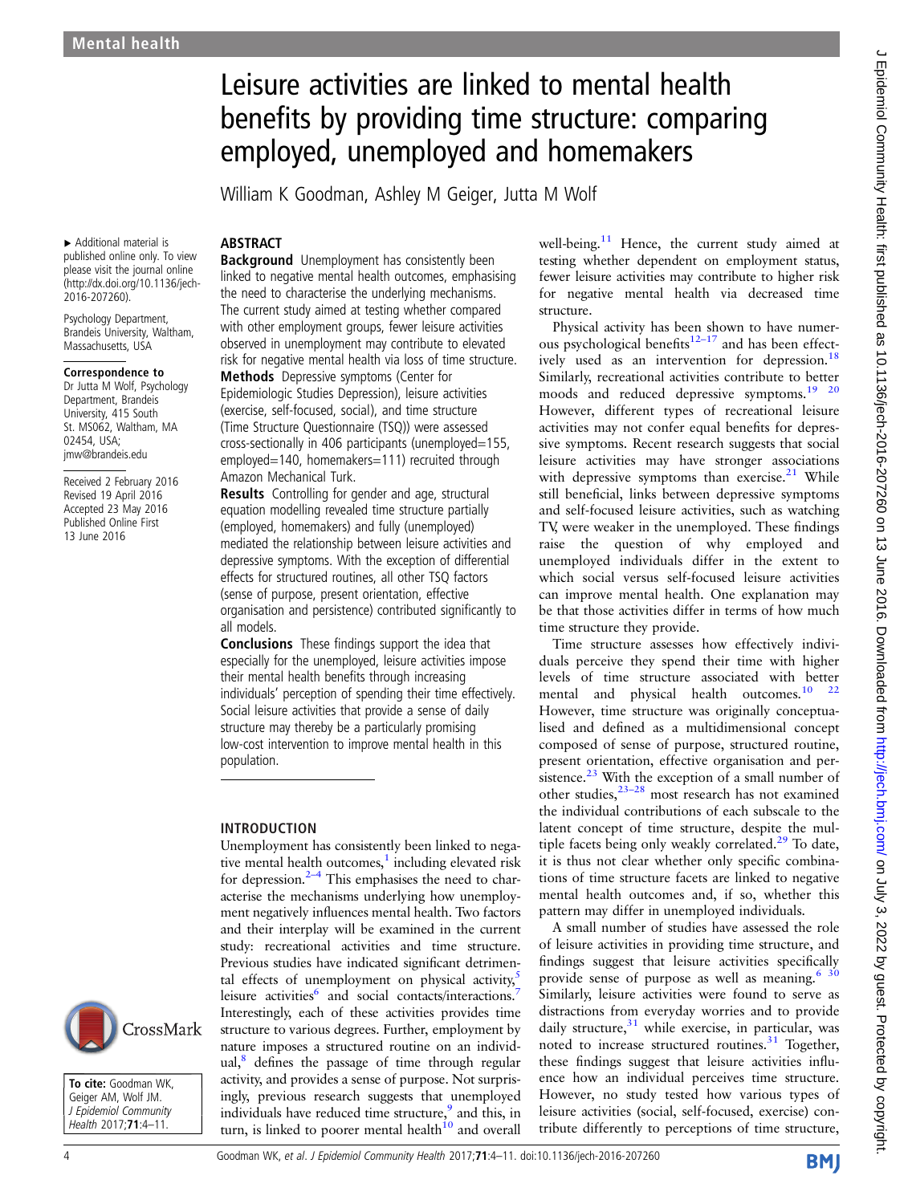# Leisure activities are linked to mental health benefits by providing time structure: comparing employed, unemployed and homemakers

William K Goodman, Ashley M Geiger, Jutta M Wolf

▸ Additional material is published online only. To view please visit the journal online (http://dx.doi.org/10.1136/jech-2016-207260).

Psychology Department, Brandeis University, Waltham, Massachusetts, USA

**Correspondence to**
Dr Jutta M Wolf, Psychology Department, Brandeis University, 415 South St. MS062, Waltham, MA 02454, USA; jmw@brandeis.edu

Received 2 February 2016
Revised 19 April 2016
Accepted 23 May 2016
Published Online First 13 June 2016

**To cite:** Goodman WK, Geiger AM, Wolf JM. *J Epidemiol Community Health* 2017;**71**:4–11.

## ABSTRACT

**Background** Unemployment has consistently been linked to negative mental health outcomes, emphasising the need to characterise the underlying mechanisms. The current study aimed at testing whether compared with other employment groups, fewer leisure activities observed in unemployment may contribute to elevated risk for negative mental health via loss of time structure.

**Methods** Depressive symptoms (Center for Epidemiologic Studies Depression), leisure activities (exercise, self-focused, social), and time structure (Time Structure Questionnaire (TSQ)) were assessed cross-sectionally in 406 participants (unemployed=155, employed=140, homemakers=111) recruited through Amazon Mechanical Turk.

**Results** Controlling for gender and age, structural equation modelling revealed time structure partially (employed, homemakers) and fully (unemployed) mediated the relationship between leisure activities and depressive symptoms. With the exception of differential effects for structured routines, all other TSQ factors (sense of purpose, present orientation, effective organisation and persistence) contributed significantly to all models.

**Conclusions** These findings support the idea that especially for the unemployed, leisure activities impose their mental health benefits through increasing individuals' perception of spending their time effectively. Social leisure activities that provide a sense of daily structure may thereby be a particularly promising low-cost intervention to improve mental health in this population.

## INTRODUCTION

Unemployment has consistently been linked to negative mental health outcomes,[1] including elevated risk for depression.[2–4] This emphasises the need to characterise the mechanisms underlying how unemployment negatively influences mental health. Two factors and their interplay will be examined in the current study: recreational activities and time structure. Previous studies have indicated significant detrimental effects of unemployment on physical activity,[5] leisure activities[6] and social contacts/interactions.[7] Interestingly, each of these activities provides time structure to various degrees. Further, employment by nature imposes a structured routine on an individual,[8] defines the passage of time through regular activity, and provides a sense of purpose. Not surprisingly, previous research suggests that unemployed individuals have reduced time structure,[9] and this, in turn, is linked to poorer mental health[10] and overall well-being.[11] Hence, the current study aimed at testing whether dependent on employment status, fewer leisure activities may contribute to higher risk for negative mental health via decreased time structure.

Physical activity has been shown to have numerous psychological benefits[12–17] and has been effectively used as an intervention for depression.[18] Similarly, recreational activities contribute to better moods and reduced depressive symptoms.[19 20] However, different types of recreational leisure activities may not confer equal benefits for depressive symptoms. Recent research suggests that social leisure activities may have stronger associations with depressive symptoms than exercise.[21] While still beneficial, links between depressive symptoms and self-focused leisure activities, such as watching TV, were weaker in the unemployed. These findings raise the question of why employed and unemployed individuals differ in the extent to which social versus self-focused leisure activities can improve mental health. One explanation may be that those activities differ in terms of how much time structure they provide.

Time structure assesses how effectively individuals perceive they spend their time with higher levels of time structure associated with better mental and physical health outcomes.[10 22] However, time structure was originally conceptualised and defined as a multidimensional concept composed of sense of purpose, structured routine, present orientation, effective organisation and persistence.[23] With the exception of a small number of other studies,[23–28] most research has not examined the individual contributions of each subscale to the latent concept of time structure, despite the multiple facets being only weakly correlated.[29] To date, it is thus not clear whether only specific combinations of time structure facets are linked to negative mental health outcomes and, if so, whether this pattern may differ in unemployed individuals.

A small number of studies have assessed the role of leisure activities in providing time structure, and findings suggest that leisure activities specifically provide sense of purpose as well as meaning.[6 30] Similarly, leisure activities were found to serve as distractions from everyday worries and to provide daily structure,[31] while exercise, in particular, was noted to increase structured routines.[31] Together, these findings suggest that leisure activities influence how an individual perceives time structure. However, no study tested how various types of leisure activities (social, self-focused, exercise) contribute differently to perceptions of time structure,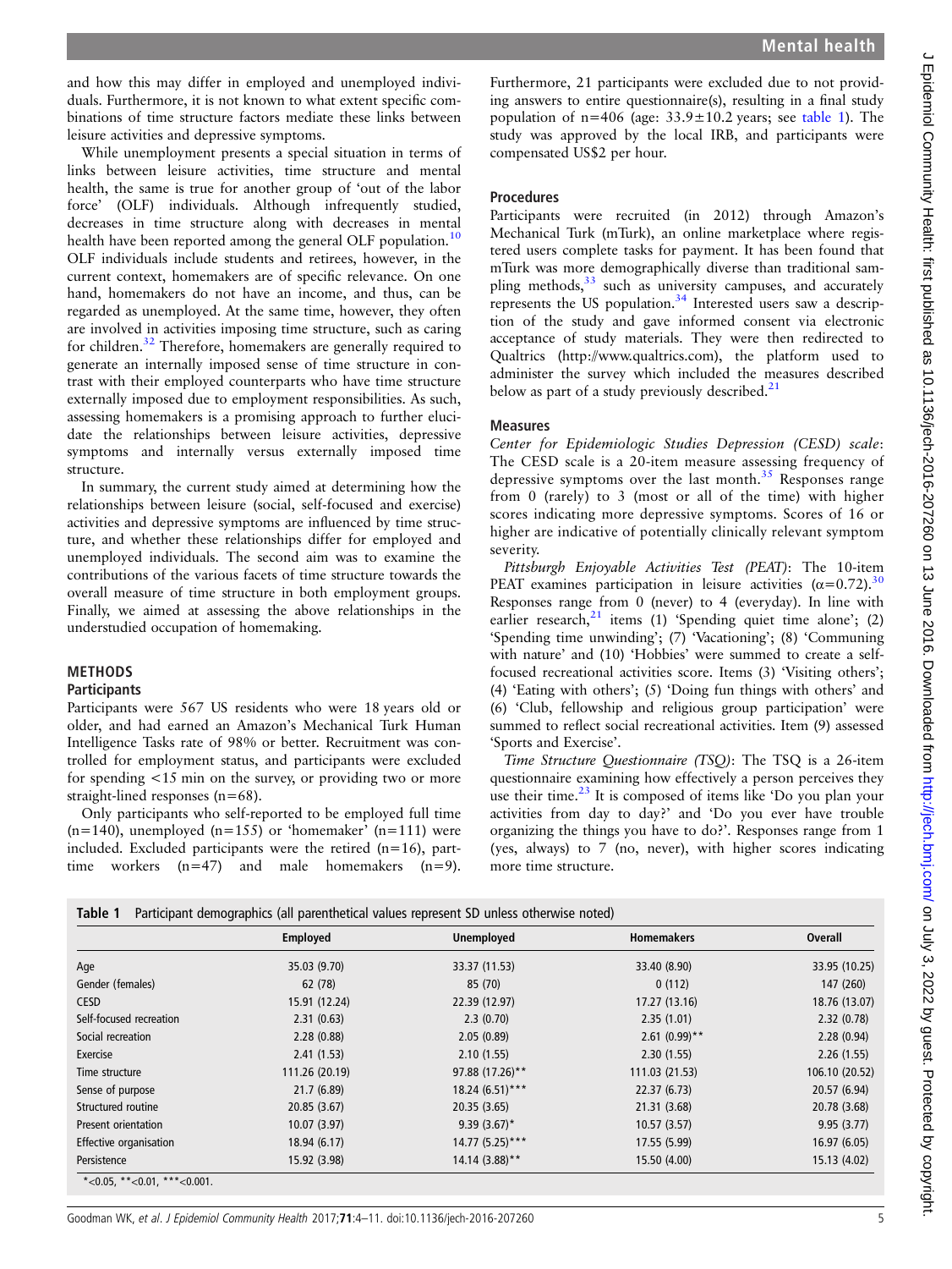and how this may differ in employed and unemployed individuals. Furthermore, it is not known to what extent specific combinations of time structure factors mediate these links between leisure activities and depressive symptoms.

While unemployment presents a special situation in terms of links between leisure activities, time structure and mental health, the same is true for another group of 'out of the labor force' (OLF) individuals. Although infrequently studied, decreases in time structure along with decreases in mental health have been reported among the general OLF population.[10] OLF individuals include students and retirees, however, in the current context, homemakers are of specific relevance. On one hand, homemakers do not have an income, and thus, can be regarded as unemployed. At the same time, however, they often are involved in activities imposing time structure, such as caring for children.[32] Therefore, homemakers are generally required to generate an internally imposed sense of time structure in contrast with their employed counterparts who have time structure externally imposed due to employment responsibilities. As such, assessing homemakers is a promising approach to further elucidate the relationships between leisure activities, depressive symptoms and internally versus externally imposed time structure.

In summary, the current study aimed at determining how the relationships between leisure (social, self-focused and exercise) activities and depressive symptoms are influenced by time structure, and whether these relationships differ for employed and unemployed individuals. The second aim was to examine the contributions of the various facets of time structure towards the overall measure of time structure in both employment groups. Finally, we aimed at assessing the above relationships in the understudied occupation of homemaking.

## METHODS

### Participants

Participants were 567 US residents who were 18 years old or older, and had earned an Amazon's Mechanical Turk Human Intelligence Tasks rate of 98% or better. Recruitment was controlled for employment status, and participants were excluded for spending <15 min on the survey, or providing two or more straight-lined responses (n=68).

Only participants who self-reported to be employed full time (n=140), unemployed (n=155) or 'homemaker' (n=111) were included. Excluded participants were the retired (n=16), part-time workers (n=47) and male homemakers (n=9). Furthermore, 21 participants were excluded due to not providing answers to entire questionnaire(s), resulting in a final study population of n=406 (age: 33.9±10.2 years; see table 1). The study was approved by the local IRB, and participants were compensated US$2 per hour.

### Procedures

Participants were recruited (in 2012) through Amazon's Mechanical Turk (mTurk), an online marketplace where registered users complete tasks for payment. It has been found that mTurk was more demographically diverse than traditional sampling methods,[33] such as university campuses, and accurately represents the US population.[34] Interested users saw a description of the study and gave informed consent via electronic acceptance of study materials. They were then redirected to Qualtrics (http://www.qualtrics.com), the platform used to administer the survey which included the measures described below as part of a study previously described.[21]

### Measures

*Center for Epidemiologic Studies Depression (CESD) scale*: The CESD scale is a 20-item measure assessing frequency of depressive symptoms over the last month.[35] Responses range from 0 (rarely) to 3 (most or all of the time) with higher scores indicating more depressive symptoms. Scores of 16 or higher are indicative of potentially clinically relevant symptom severity.

*Pittsburgh Enjoyable Activities Test (PEAT)*: The 10-item PEAT examines participation in leisure activities ($\alpha$=0.72).[30] Responses range from 0 (never) to 4 (everyday). In line with earlier research,[21] items (1) 'Spending quiet time alone'; (2) 'Spending time unwinding'; (7) 'Vacationing'; (8) 'Communing with nature' and (10) 'Hobbies' were summed to create a self-focused recreational activities score. Items (3) 'Visiting others'; (4) 'Eating with others'; (5) 'Doing fun things with others' and (6) 'Club, fellowship and religious group participation' were summed to reflect social recreational activities. Item (9) assessed 'Sports and Exercise'.

*Time Structure Questionnaire (TSQ)*: The TSQ is a 26-item questionnaire examining how effectively a person perceives they use their time.[23] It is composed of items like 'Do you plan your activities from day to day?' and 'Do you ever have trouble organizing the things you have to do?'. Responses range from 1 (yes, always) to 7 (no, never), with higher scores indicating more time structure.

**Table 1** Participant demographics (all parenthetical values represent SD unless otherwise noted)

| | Employed | Unemployed | Homemakers | Overall |
|---|---|---|---|---|
| Age | 35.03 (9.70) | 33.37 (11.53) | 33.40 (8.90) | 33.95 (10.25) |
| Gender (females) | 62 (78) | 85 (70) | 0 (112) | 147 (260) |
| CESD | 15.91 (12.24) | 22.39 (12.97) | 17.27 (13.16) | 18.76 (13.07) |
| Self-focused recreation | 2.31 (0.63) | 2.3 (0.70) | 2.35 (1.01) | 2.32 (0.78) |
| Social recreation | 2.28 (0.88) | 2.05 (0.89) | 2.61 (0.99)** | 2.28 (0.94) |
| Exercise | 2.41 (1.53) | 2.10 (1.55) | 2.30 (1.55) | 2.26 (1.55) |
| Time structure | 111.26 (20.19) | 97.88 (17.26)** | 111.03 (21.53) | 106.10 (20.52) |
| Sense of purpose | 21.7 (6.89) | 18.24 (6.51)*** | 22.37 (6.73) | 20.57 (6.94) |
| Structured routine | 20.85 (3.67) | 20.35 (3.65) | 21.31 (3.68) | 20.78 (3.68) |
| Present orientation | 10.07 (3.97) | 9.39 (3.67)* | 10.57 (3.57) | 9.95 (3.77) |
| Effective organisation | 18.94 (6.17) | 14.77 (5.25)*** | 17.55 (5.99) | 16.97 (6.05) |
| Persistence | 15.92 (3.98) | 14.14 (3.88)** | 15.50 (4.00) | 15.13 (4.02) |

*<0.05, **<0.01, ***<0.001.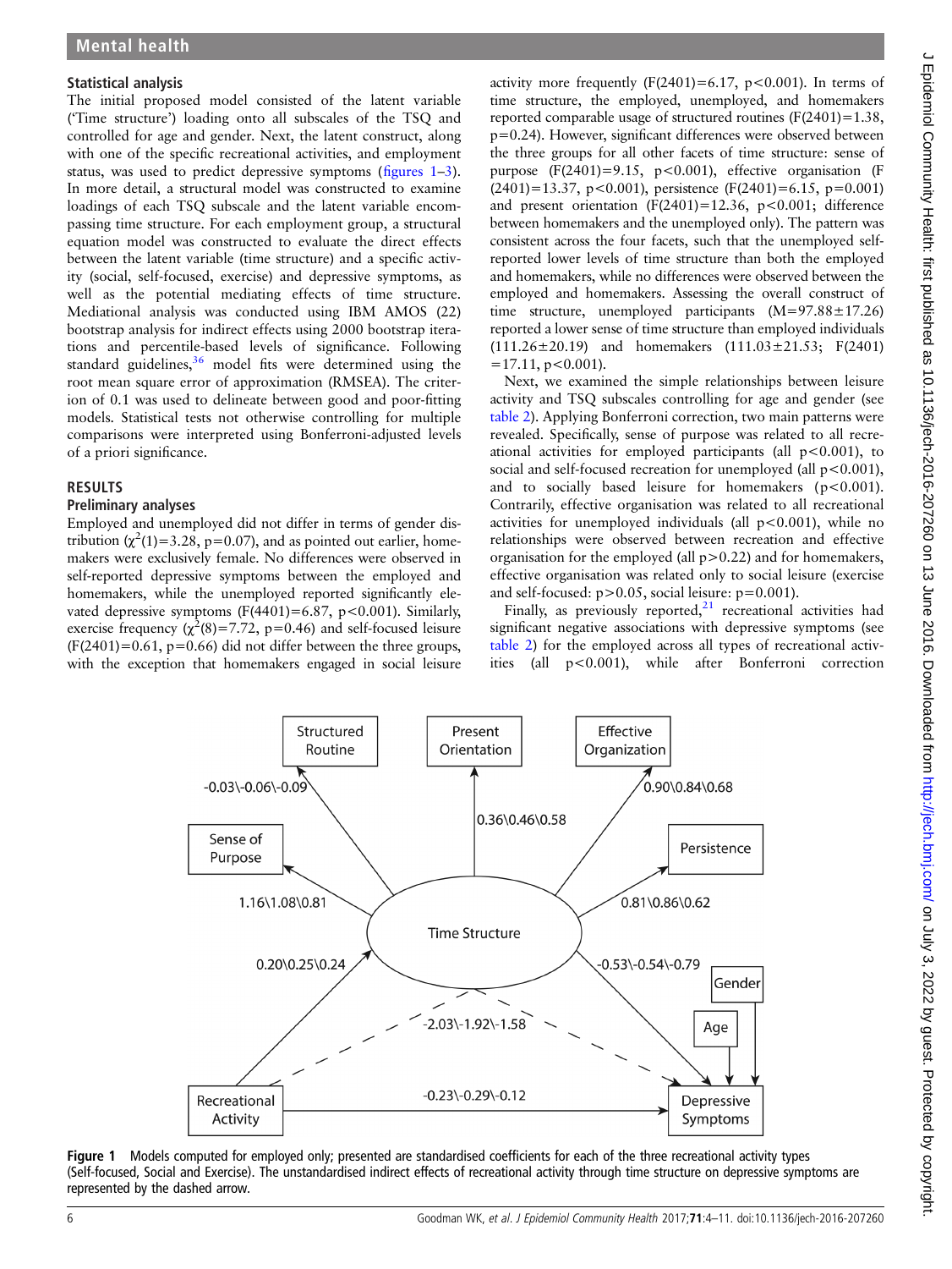### Statistical analysis

The initial proposed model consisted of the latent variable ('Time structure') loading onto all subscales of the TSQ and controlled for age and gender. Next, the latent construct, along with one of the specific recreational activities, and employment status, was used to predict depressive symptoms (figures 1–3). In more detail, a structural model was constructed to examine loadings of each TSQ subscale and the latent variable encompassing time structure. For each employment group, a structural equation model was constructed to evaluate the direct effects between the latent variable (time structure) and a specific activity (social, self-focused, exercise) and depressive symptoms, as well as the potential mediating effects of time structure. Mediational analysis was conducted using IBM AMOS (22) bootstrap analysis for indirect effects using 2000 bootstrap iterations and percentile-based levels of significance. Following standard guidelines,[36] model fits were determined using the root mean square error of approximation (RMSEA). The criterion of 0.1 was used to delineate between good and poor-fitting models. Statistical tests not otherwise controlling for multiple comparisons were interpreted using Bonferroni-adjusted levels of a priori significance.

## RESULTS

### Preliminary analyses

Employed and unemployed did not differ in terms of gender distribution ($\chi^2(1)=3.28$, $p=0.07$), and as pointed out earlier, homemakers were exclusively female. No differences were observed in self-reported depressive symptoms between the employed and homemakers, while the unemployed reported significantly elevated depressive symptoms ($F(4401)=6.87$, $p<0.001$). Similarly, exercise frequency ($\chi^2(8)=7.72$, $p=0.46$) and self-focused leisure ($F(2401)=0.61$, $p=0.66$) did not differ between the three groups, with the exception that homemakers engaged in social leisure activity more frequently ($F(2401)=6.17$, $p<0.001$). In terms of time structure, the employed, unemployed, and homemakers reported comparable usage of structured routines ($F(2401)=1.38$, $p=0.24$). However, significant differences were observed between the three groups for all other facets of time structure: sense of purpose ($F(2401)=9.15$, $p<0.001$), effective organisation ($F(2401)=13.37$, $p<0.001$), persistence ($F(2401)=6.15$, $p=0.001$) and present orientation ($F(2401)=12.36$, $p<0.001$; difference between homemakers and the unemployed only). The pattern was consistent across the four facets, such that the unemployed self-reported lower levels of time structure than both the employed and homemakers, while no differences were observed between the employed and homemakers. Assessing the overall construct of time structure, unemployed participants ($M=97.88\pm17.26$) reported a lower sense of time structure than employed individuals ($111.26\pm20.19$) and homemakers ($111.03\pm21.53$; $F(2401)=17.11$, $p<0.001$).

Next, we examined the simple relationships between leisure activity and TSQ subscales controlling for age and gender (see table 2). Applying Bonferroni correction, two main patterns were revealed. Specifically, sense of purpose was related to all recreational activities for employed participants (all $p<0.001$), to social and self-focused recreation for unemployed (all $p<0.001$), and to socially based leisure for homemakers ($p<0.001$). Contrarily, effective organisation was related to all recreational activities for unemployed individuals (all $p<0.001$), while no relationships were observed between recreation and effective organisation for the employed (all $p>0.22$) and for homemakers, effective organisation was related only to social leisure (exercise and self-focused: $p>0.05$, social leisure: $p=0.001$).

Finally, as previously reported,[21] recreational activities had significant negative associations with depressive symptoms (see table 2) for the employed across all types of recreational activities (all $p<0.001$), while after Bonferroni correction

Structured Routine
Present Orientation
Effective Organization
Sense of Purpose
Persistence
Time Structure
Gender
Age
Recreational Activity
Depressive Symptoms
-0.03\-0.06\-0.09
0.36\0.46\0.58
0.90\0.84\0.68
1.16\1.08\0.81
0.81\0.86\0.62
0.20\0.25\0.24
-0.53\-0.54\-0.79
-2.03\-1.92\-1.58
-0.23\-0.29\-0.12

Figure 1 Models computed for employed only; presented are standardised coefficients for each of the three recreational activity types (Self-focused, Social and Exercise). The unstandardised indirect effects of recreational activity through time structure on depressive symptoms are represented by the dashed arrow.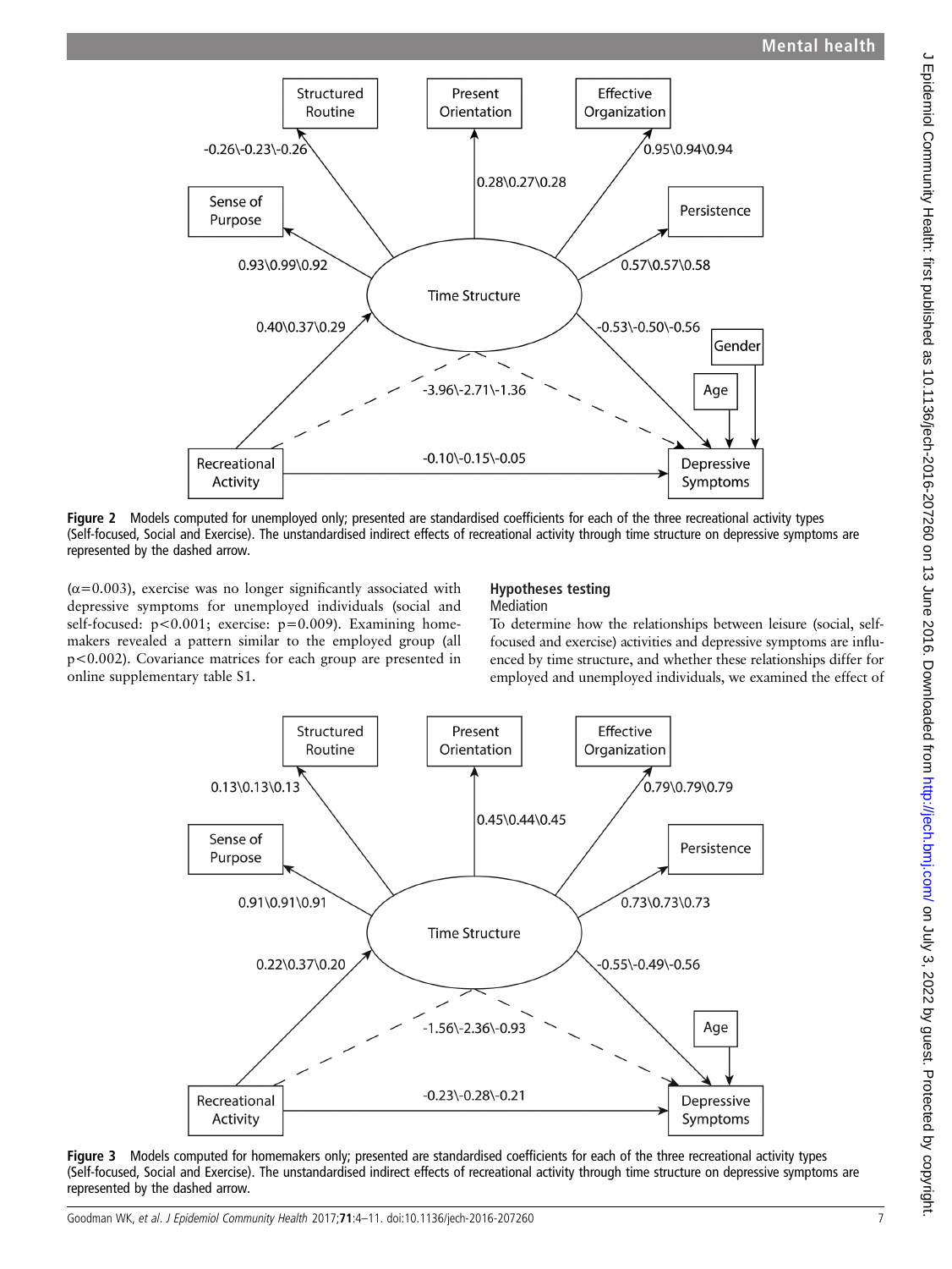Structured Routine

Present Orientation

Effective Organization

-0.26\-0.23\-0.26

0.28\0.27\0.28

0.95\0.94\0.94

Sense of Purpose

Persistence

0.93\0.99\0.92

0.57\0.57\0.58

Time Structure

0.40\0.37\0.29

-0.53\-0.50\-0.56

Gender

-3.96\-2.71\-1.36

Age

Recreational Activity

-0.10\-0.15\-0.05

Depressive Symptoms

**Figure 2** Models computed for unemployed only; presented are standardised coefficients for each of the three recreational activity types (Self-focused, Social and Exercise). The unstandardised indirect effects of recreational activity through time structure on depressive symptoms are represented by the dashed arrow.

($\alpha$=0.003), exercise was no longer significantly associated with depressive symptoms for unemployed individuals (social and self-focused: $p<0.001$; exercise: $p=0.009$). Examining homemakers revealed a pattern similar to the employed group (all $p<0.002$). Covariance matrices for each group are presented in online supplementary table S1.

## Hypotheses testing

### Mediation

To determine how the relationships between leisure (social, self-focused and exercise) activities and depressive symptoms are influenced by time structure, and whether these relationships differ for employed and unemployed individuals, we examined the effect of

Structured Routine

Present Orientation

Effective Organization

0.13\0.13\0.13

0.45\0.44\0.45

0.79\0.79\0.79

Sense of Purpose

Persistence

0.91\0.91\0.91

0.73\0.73\0.73

Time Structure

0.22\0.37\0.20

-0.55\-0.49\-0.56

Age

-1.56\-2.36\-0.93

Recreational Activity

-0.23\-0.28\-0.21

Depressive Symptoms

**Figure 3** Models computed for homemakers only; presented are standardised coefficients for each of the three recreational activity types (Self-focused, Social and Exercise). The unstandardised indirect effects of recreational activity through time structure on depressive symptoms are represented by the dashed arrow.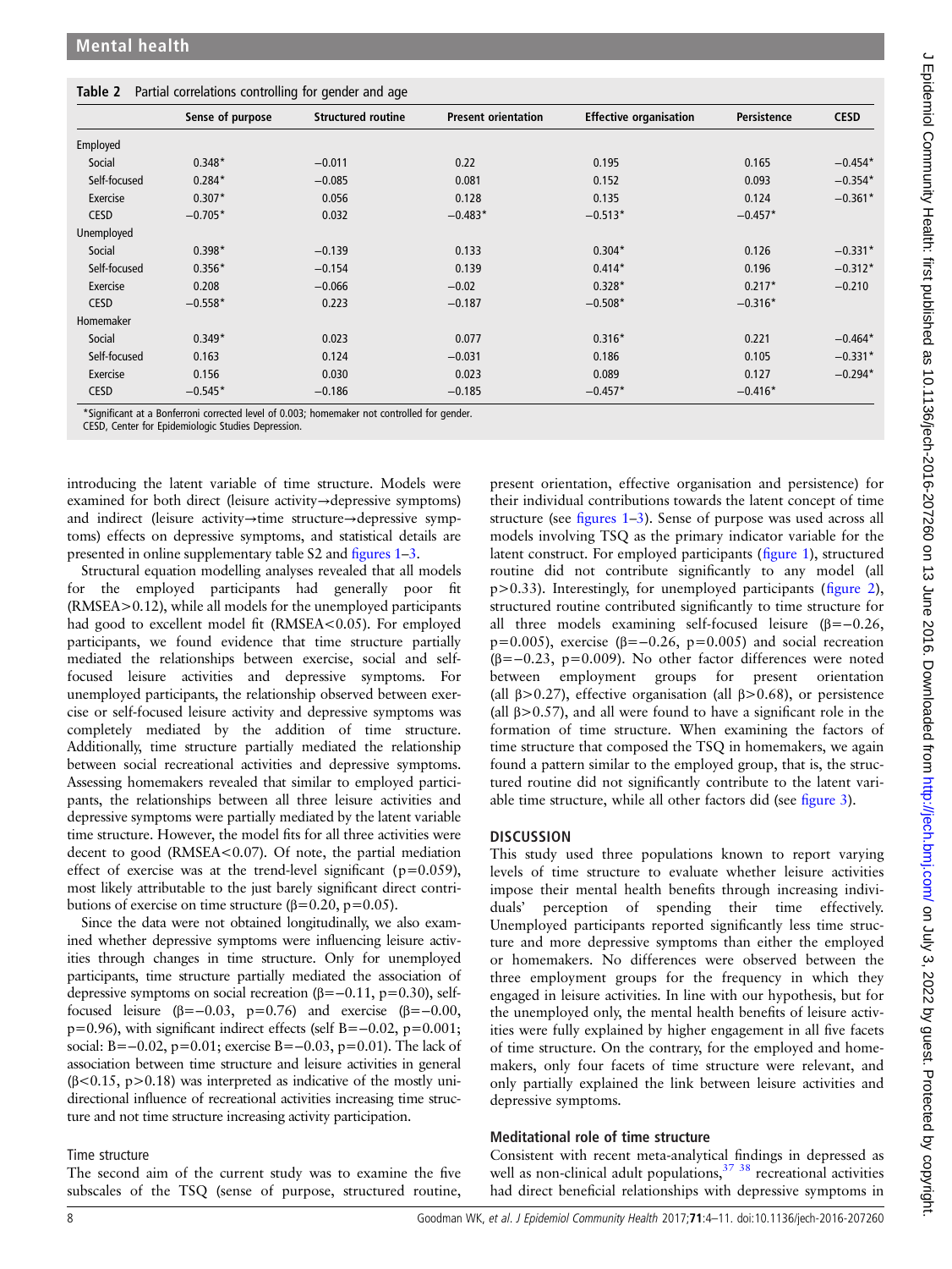**Table 2** Partial correlations controlling for gender and age

| | Sense of purpose | Structured routine | Present orientation | Effective organisation | Persistence | CESD |
|---|---|---|---|---|---|---|
| Employed | | | | | | |
| Social | 0.348* | −0.011 | 0.22 | 0.195 | 0.165 | −0.454* |
| Self-focused | 0.284* | −0.085 | 0.081 | 0.152 | 0.093 | −0.354* |
| Exercise | 0.307* | 0.056 | 0.128 | 0.135 | 0.124 | −0.361* |
| CESD | −0.705* | 0.032 | −0.483* | −0.513* | −0.457* | |
| Unemployed | | | | | | |
| Social | 0.398* | −0.139 | 0.133 | 0.304* | 0.126 | −0.331* |
| Self-focused | 0.356* | −0.154 | 0.139 | 0.414* | 0.196 | −0.312* |
| Exercise | 0.208 | −0.066 | −0.02 | 0.328* | 0.217* | −0.210 |
| CESD | −0.558* | 0.223 | −0.187 | −0.508* | −0.316* | |
| Homemaker | | | | | | |
| Social | 0.349* | 0.023 | 0.077 | 0.316* | 0.221 | −0.464* |
| Self-focused | 0.163 | 0.124 | −0.031 | 0.186 | 0.105 | −0.331* |
| Exercise | 0.156 | 0.030 | 0.023 | 0.089 | 0.127 | −0.294* |
| CESD | −0.545* | −0.186 | −0.185 | −0.457* | −0.416* | |

*Significant at a Bonferroni corrected level of 0.003; homemaker not controlled for gender.
CESD, Center for Epidemiologic Studies Depression.

introducing the latent variable of time structure. Models were examined for both direct (leisure activity→depressive symptoms) and indirect (leisure activity→time structure→depressive symptoms) effects on depressive symptoms, and statistical details are presented in online supplementary table S2 and figures 1–3.

Structural equation modelling analyses revealed that all models for the employed participants had generally poor fit (RMSEA>0.12), while all models for the unemployed participants had good to excellent model fit (RMSEA<0.05). For employed participants, we found evidence that time structure partially mediated the relationships between exercise, social and self-focused leisure activities and depressive symptoms. For unemployed participants, the relationship observed between exercise or self-focused leisure activity and depressive symptoms was completely mediated by the addition of time structure. Additionally, time structure partially mediated the relationship between social recreational activities and depressive symptoms. Assessing homemakers revealed that similar to employed participants, the relationships between all three leisure activities and depressive symptoms were partially mediated by the latent variable time structure. However, the model fits for all three activities were decent to good (RMSEA<0.07). Of note, the partial mediation effect of exercise was at the trend-level significant (p=0.059), most likely attributable to the just barely significant direct contributions of exercise on time structure (β=0.20, p=0.05).

Since the data were not obtained longitudinally, we also examined whether depressive symptoms were influencing leisure activities through changes in time structure. Only for unemployed participants, time structure partially mediated the association of depressive symptoms on social recreation (β=−0.11, p=0.30), self-focused leisure (β=−0.03, p=0.76) and exercise (β=−0.00, p=0.96), with significant indirect effects (self B=−0.02, p=0.001; social: B=−0.02, p=0.01; exercise B=−0.03, p=0.01). The lack of association between time structure and leisure activities in general (β<0.15, p>0.18) was interpreted as indicative of the mostly unidirectional influence of recreational activities increasing time structure and not time structure increasing activity participation.

Time structure

The second aim of the current study was to examine the five subscales of the TSQ (sense of purpose, structured routine, present orientation, effective organisation and persistence) for their individual contributions towards the latent concept of time structure (see figures 1–3). Sense of purpose was used across all models involving TSQ as the primary indicator variable for the latent construct. For employed participants (figure 1), structured routine did not contribute significantly to any model (all p>0.33). Interestingly, for unemployed participants (figure 2), structured routine contributed significantly to time structure for all three models examining self-focused leisure (β=−0.26, p=0.005), exercise (β=−0.26, p=0.005) and social recreation (β=−0.23, p=0.009). No other factor differences were noted between employment groups for present orientation (all β>0.27), effective organisation (all β>0.68), or persistence (all β>0.57), and all were found to have a significant role in the formation of time structure. When examining the factors of time structure that composed the TSQ in homemakers, we again found a pattern similar to the employed group, that is, the structured routine did not significantly contribute to the latent variable time structure, while all other factors did (see figure 3).

## DISCUSSION

This study used three populations known to report varying levels of time structure to evaluate whether leisure activities impose their mental health benefits through increasing individuals' perception of spending their time effectively. Unemployed participants reported significantly less time structure and more depressive symptoms than either the employed or homemakers. No differences were observed between the three employment groups for the frequency in which they engaged in leisure activities. In line with our hypothesis, but for the unemployed only, the mental health benefits of leisure activities were fully explained by higher engagement in all five facets of time structure. On the contrary, for the employed and homemakers, only four facets of time structure were relevant, and only partially explained the link between leisure activities and depressive symptoms.

### Meditational role of time structure

Consistent with recent meta-analytical findings in depressed as well as non-clinical adult populations,[37 38] recreational activities had direct beneficial relationships with depressive symptoms in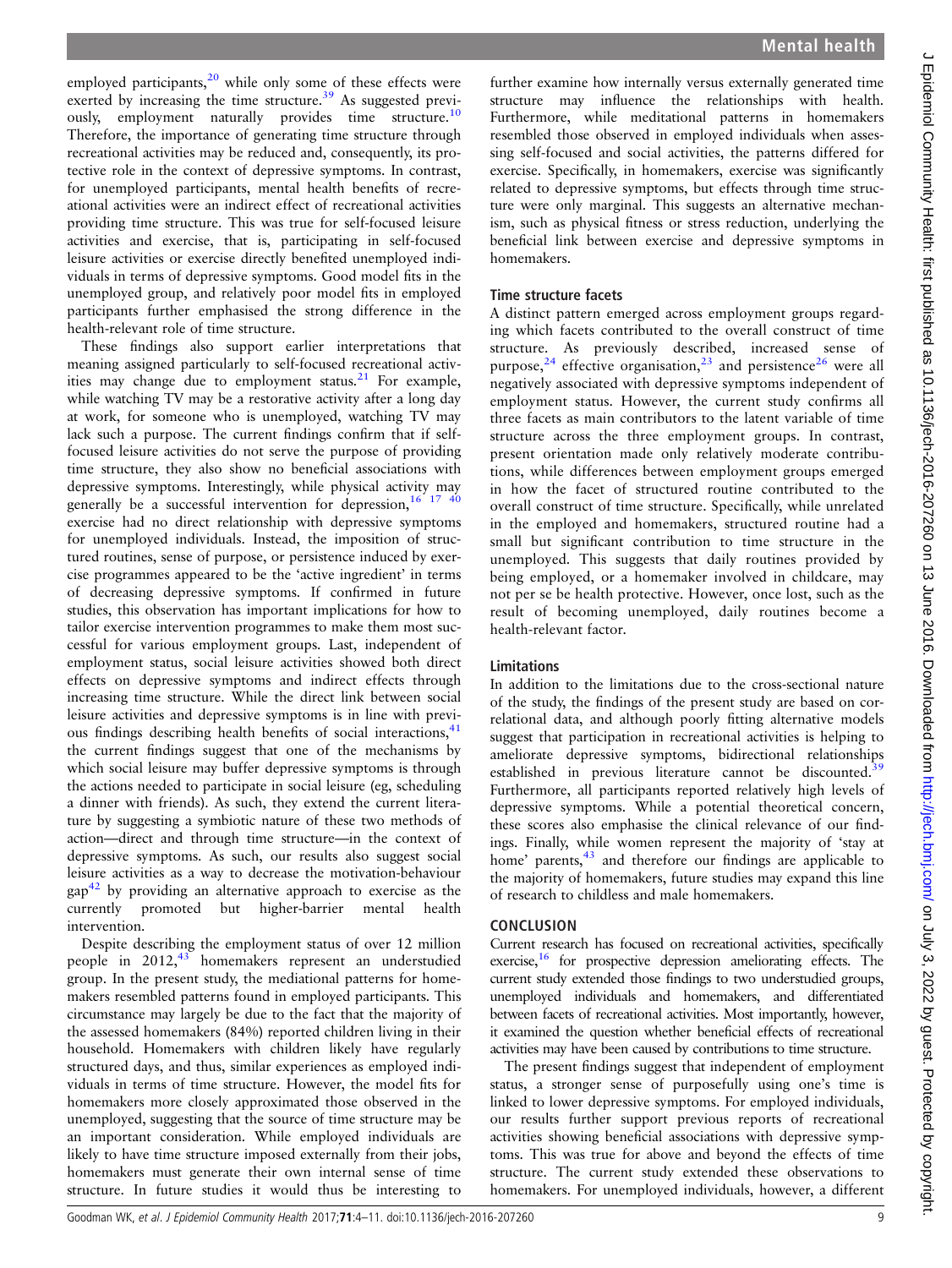employed participants,[20] while only some of these effects were exerted by increasing the time structure.[39] As suggested previously, employment naturally provides time structure.[10] Therefore, the importance of generating time structure through recreational activities may be reduced and, consequently, its protective role in the context of depressive symptoms. In contrast, for unemployed participants, mental health benefits of recreational activities were an indirect effect of recreational activities providing time structure. This was true for self-focused leisure activities and exercise, that is, participating in self-focused leisure activities or exercise directly benefited unemployed individuals in terms of depressive symptoms. Good model fits in the unemployed group, and relatively poor model fits in employed participants further emphasised the strong difference in the health-relevant role of time structure.

These findings also support earlier interpretations that meaning assigned particularly to self-focused recreational activities may change due to employment status.[21] For example, while watching TV may be a restorative activity after a long day at work, for someone who is unemployed, watching TV may lack such a purpose. The current findings confirm that if self-focused leisure activities do not serve the purpose of providing time structure, they also show no beneficial associations with depressive symptoms. Interestingly, while physical activity may generally be a successful intervention for depression,[16 17 40] exercise had no direct relationship with depressive symptoms for unemployed individuals. Instead, the imposition of structured routines, sense of purpose, or persistence induced by exercise programmes appeared to be the 'active ingredient' in terms of decreasing depressive symptoms. If confirmed in future studies, this observation has important implications for how to tailor exercise intervention programmes to make them most successful for various employment groups. Last, independent of employment status, social leisure activities showed both direct effects on depressive symptoms and indirect effects through increasing time structure. While the direct link between social leisure activities and depressive symptoms is in line with previous findings describing health benefits of social interactions,[41] the current findings suggest that one of the mechanisms by which social leisure may buffer depressive symptoms is through the actions needed to participate in social leisure (eg, scheduling a dinner with friends). As such, they extend the current literature by suggesting a symbiotic nature of these two methods of action—direct and through time structure—in the context of depressive symptoms. As such, our results also suggest social leisure activities as a way to decrease the motivation-behaviour gap[42] by providing an alternative approach to exercise as the currently promoted but higher-barrier mental health intervention.

Despite describing the employment status of over 12 million people in 2012,[43] homemakers represent an understudied group. In the present study, the mediational patterns for homemakers resembled patterns found in employed participants. This circumstance may largely be due to the fact that the majority of the assessed homemakers (84%) reported children living in their household. Homemakers with children likely have regularly structured days, and thus, similar experiences as employed individuals in terms of time structure. However, the model fits for homemakers more closely approximated those observed in the unemployed, suggesting that the source of time structure may be an important consideration. While employed individuals are likely to have time structure imposed externally from their jobs, homemakers must generate their own internal sense of time structure. In future studies it would thus be interesting to further examine how internally versus externally generated time structure may influence the relationships with health. Furthermore, while meditational patterns in homemakers resembled those observed in employed individuals when assessing self-focused and social activities, the patterns differed for exercise. Specifically, in homemakers, exercise was significantly related to depressive symptoms, but effects through time structure were only marginal. This suggests an alternative mechanism, such as physical fitness or stress reduction, underlying the beneficial link between exercise and depressive symptoms in homemakers.

### Time structure facets

A distinct pattern emerged across employment groups regarding which facets contributed to the overall construct of time structure. As previously described, increased sense of purpose,[24] effective organisation,[23] and persistence[26] were all negatively associated with depressive symptoms independent of employment status. However, the current study confirms all three facets as main contributors to the latent variable of time structure across the three employment groups. In contrast, present orientation made only relatively moderate contributions, while differences between employment groups emerged in how the facet of structured routine contributed to the overall construct of time structure. Specifically, while unrelated in the employed and homemakers, structured routine had a small but significant contribution to time structure in the unemployed. This suggests that daily routines provided by being employed, or a homemaker involved in childcare, may not per se be health protective. However, once lost, such as the result of becoming unemployed, daily routines become a health-relevant factor.

### Limitations

In addition to the limitations due to the cross-sectional nature of the study, the findings of the present study are based on correlational data, and although poorly fitting alternative models suggest that participation in recreational activities is helping to ameliorate depressive symptoms, bidirectional relationships established in previous literature cannot be discounted.[39] Furthermore, all participants reported relatively high levels of depressive symptoms. While a potential theoretical concern, these scores also emphasise the clinical relevance of our findings. Finally, while women represent the majority of 'stay at home' parents,[43] and therefore our findings are applicable to the majority of homemakers, future studies may expand this line of research to childless and male homemakers.

## CONCLUSION

Current research has focused on recreational activities, specifically exercise,[16] for prospective depression ameliorating effects. The current study extended those findings to two understudied groups, unemployed individuals and homemakers, and differentiated between facets of recreational activities. Most importantly, however, it examined the question whether beneficial effects of recreational activities may have been caused by contributions to time structure.

The present findings suggest that independent of employment status, a stronger sense of purposefully using one's time is linked to lower depressive symptoms. For employed individuals, our results further support previous reports of recreational activities showing beneficial associations with depressive symptoms. This was true for above and beyond the effects of time structure. The current study extended these observations to homemakers. For unemployed individuals, however, a different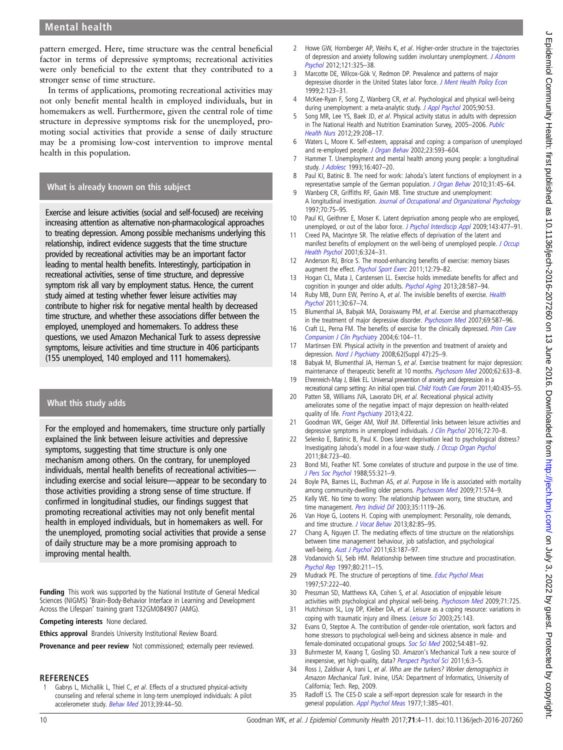pattern emerged. Here, time structure was the central beneficial factor in terms of depressive symptoms; recreational activities were only beneficial to the extent that they contributed to a stronger sense of time structure.

In terms of applications, promoting recreational activities may not only benefit mental health in employed individuals, but in homemakers as well. Furthermore, given the central role of time structure in depressive symptoms risk for the unemployed, promoting social activities that provide a sense of daily structure may be a promising low-cost intervention to improve mental health in this population.

### What is already known on this subject

Exercise and leisure activities (social and self-focused) are receiving increasing attention as alternative non-pharmacological approaches to treating depression. Among possible mechanisms underlying this relationship, indirect evidence suggests that the time structure provided by recreational activities may be an important factor leading to mental health benefits. Interestingly, participation in recreational activities, sense of time structure, and depressive symptom risk all vary by employment status. Hence, the current study aimed at testing whether fewer leisure activities may contribute to higher risk for negative mental health by decreased time structure, and whether these associations differ between the employed, unemployed and homemakers. To address these questions, we used Amazon Mechanical Turk to assess depressive symptoms, leisure activities and time structure in 406 participants (155 unemployed, 140 employed and 111 homemakers).

### What this study adds

For the employed and homemakers, time structure only partially explained the link between leisure activities and depressive symptoms, suggesting that time structure is only one mechanism among others. On the contrary, for unemployed individuals, mental health benefits of recreational activities—including exercise and social leisure—appear to be secondary to those activities providing a strong sense of time structure. If confirmed in longitudinal studies, our findings suggest that promoting recreational activities may not only benefit mental health in employed individuals, but in homemakers as well. For the unemployed, promoting social activities that provide a sense of daily structure may be a more promising approach to improving mental health.

**Funding** This work was supported by the National Institute of General Medical Sciences (NIGMS) 'Brain-Body-Behavior Interface in Learning and Development Across the Lifespan' training grant T32GM084907 (AMG).

**Competing interests** None declared.

**Ethics approval** Brandeis University Institutional Review Board.

**Provenance and peer review** Not commissioned; externally peer reviewed.

## REFERENCES

1. Gabrys L, Michallik L, Thiel C, *et al*. Effects of a structured physical-activity counseling and referral scheme in long-term unemployed individuals: A pilot accelerometer study. *Behav Med* 2013;39:44–50.
2. Howe GW, Hornberger AP, Weihs K, *et al*. Higher-order structure in the trajectories of depression and anxiety following sudden involuntary unemployment. *J Abnorm Psychol* 2012;121:325–38.
3. Marcotte DE, Wilcox-Gök V, Redmon DP. Prevalence and patterns of major depressive disorder in the United States labor force. *J Ment Health Policy Econ* 1999;2:123–31.
4. McKee-Ryan F, Song Z, Wanberg CR, *et al*. Psychological and physical well-being during unemployment: a meta-analytic study. *J Appl Psychol* 2005;90:53.
5. Song MR, Lee YS, Baek JD, *et al*. Physical activity status in adults with depression in The National Health and Nutrition Examination Survey, 2005–2006. *Public Health Nurs* 2012;29:208–17.
6. Waters L, Moore K. Self-esteem, appraisal and coping: a comparison of unemployed and re-employed people. *J Organ Behav* 2002;23:593–604.
7. Hammer T. Unemployment and mental health among young people: a longitudinal study. *J Adolesc* 1993;16:407–20.
8. Paul KI, Batinic B. The need for work: Jahoda's latent functions of employment in a representative sample of the German population. *J Organ Behav* 2010;31:45–64.
9. Wanberg CR, Griffiths RF, Gavin MB. Time structure and unemployment: A longitudinal investigation. *Journal of Occupational and Organizational Psychology* 1997;70:75–95.
10. Paul KI, Geithner E, Moser K. Latent deprivation among people who are employed, unemployed, or out of the labor force. *J Psychol Interdiscip Appl* 2009;143:477–91.
11. Creed PA, Macintyre SR. The relative effects of deprivation of the latent and manifest benefits of employment on the well-being of unemployed people. *J Occup Health Psychol* 2001;6:324–31.
12. Anderson RJ, Brice S. The mood-enhancing benefits of exercise: memory biases augment the effect. *Psychol Sport Exerc* 2011;12:79–82.
13. Hogan CL, Mata J, Carstensen LL. Exercise holds immediate benefits for affect and cognition in younger and older adults. *Psychol Aging* 2013;28:587–94.
14. Ruby MB, Dunn EW, Perrino A, *et al*. The invisible benefits of exercise. *Health Psychol* 2011;30:67–74.
15. Blumenthal JA, Babyak MA, Doraiswamy PM, *et al*. Exercise and pharmacotherapy in the treatment of major depressive disorder. *Psychosom Med* 2007;69:587–96.
16. Craft LL, Perna FM. The benefits of exercise for the clinically depressed. *Prim Care Companion J Clin Psychiatry* 2004;6:104–11.
17. Martinsen EW. Physical activity in the prevention and treatment of anxiety and depression. *Nord J Psychiatry* 2008;62(Suppl 47):25–9.
18. Babyak M, Blumenthal JA, Herman S, *et al*. Exercise treatment for major depression: maintenance of therapeutic benefit at 10 months. *Psychosom Med* 2000;62:633–8.
19. Ehrenreich-May J, Bilek EL. Universal prevention of anxiety and depression in a recreational camp setting: An initial open trial. *Child Youth Care Forum* 2011;40:435–55.
20. Patten SB, Williams JVA, Lavorato DH, *et al*. Recreational physical activity ameliorates some of the negative impact of major depression on health-related quality of life. *Front Psychiatry* 2013;4:22.
21. Goodman WK, Geiger AM, Wolf JM. Differential links between leisure activities and depressive symptoms in unemployed individuals. *J Clin Psychol* 2016;72:70–8.
22. Selenko E, Batinic B, Paul K. Does latent deprivation lead to psychological distress? Investigating Jahoda's model in a four-wave study. *J Occup Organ Psychol* 2011;84:723–40.
23. Bond MJ, Feather NT. Some correlates of structure and purpose in the use of time. *J Pers Soc Psychol* 1988;55:321–9.
24. Boyle PA, Barnes LL, Buchman AS, *et al*. Purpose in life is associated with mortality among community-dwelling older persons. *Psychosom Med* 2009;71:574–9.
25. Kelly WE. No time to worry: The relationship between worry, time structure, and time management. *Pers Individ Dif* 2003;35:1119–26.
26. Van Hoye G, Lootens H. Coping with unemployment: Personality, role demands, and time structure. *J Vocat Behav* 2013;82:85–95.
27. Chang A, Nguyen LT. The mediating effects of time structure on the relationships between time management behaviour, job satisfaction, and psychological well-being. *Aust J Psychol* 2011;63:187–97.
28. Vodanovich SJ, Seib HM. Relationship between time structure and procrastination. *Psychol Rep* 1997;80:211–15.
29. Mudrack PE. The structure of perceptions of time. *Educ Psychol Meas* 1997;57:222–40.
30. Pressman SD, Matthews KA, Cohen S, *et al*. Association of enjoyable leisure activities with psychological and physical well-being. *Psychosom Med* 2009;71:725.
31. Hutchinson SL, Loy DP, Kleiber DA, *et al*. Leisure as a coping resource: variations in coping with traumatic injury and illness. *Leisure Sci* 2003;25:143.
32. Evans O, Steptoe A. The contribution of gender-role orientation, work factors and home stressors to psychological well-being and sickness absence in male- and female-dominated occupational groups. *Soc Sci Med* 2002;54:481–92.
33. Buhrmester M, Kwang T, Gosling SD. Amazon's Mechanical Turk a new source of inexpensive, yet high-quality, data? *Perspect Psychol Sci* 2011;6:3–5.
34. Ross J, Zaldivar A, Irani L, *et al*. *Who are the turkers? Worker demographics in Amazon Mechanical Turk*. Irvine, USA: Department of Informatics, University of California; Tech. Rep, 2009.
35. Radloff LS. The CES-D scale a self-report depression scale for research in the general population. *Appl Psychol Meas* 1977;1:385–401.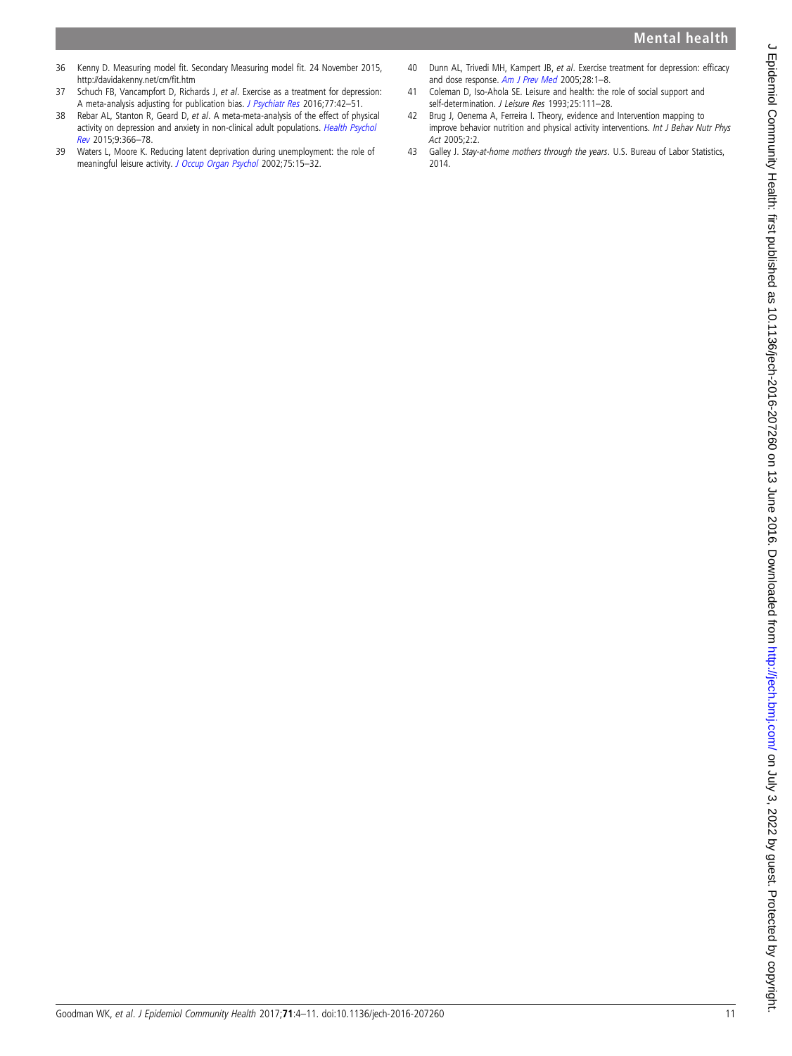36 Kenny D. Measuring model fit. Secondary Measuring model fit. 24 November 2015, http://davidakenny.net/cm/fit.htm

37 Schuch FB, Vancampfort D, Richards J, *et al*. Exercise as a treatment for depression: A meta-analysis adjusting for publication bias. *J Psychiatr Res* 2016;77:42–51.

38 Rebar AL, Stanton R, Geard D, *et al*. A meta-meta-analysis of the effect of physical activity on depression and anxiety in non-clinical adult populations. *Health Psychol Rev* 2015;9:366–78.

39 Waters L, Moore K. Reducing latent deprivation during unemployment: the role of meaningful leisure activity. *J Occup Organ Psychol* 2002;75:15–32.

40 Dunn AL, Trivedi MH, Kampert JB, *et al*. Exercise treatment for depression: efficacy and dose response. *Am J Prev Med* 2005;28:1–8.

41 Coleman D, Iso-Ahola SE. Leisure and health: the role of social support and self-determination. *J Leisure Res* 1993;25:111–28.

42 Brug J, Oenema A, Ferreira I. Theory, evidence and Intervention mapping to improve behavior nutrition and physical activity interventions. *Int J Behav Nutr Phys Act* 2005;2:2.

43 Galley J. *Stay-at-home mothers through the years*. U.S. Bureau of Labor Statistics, 2014.